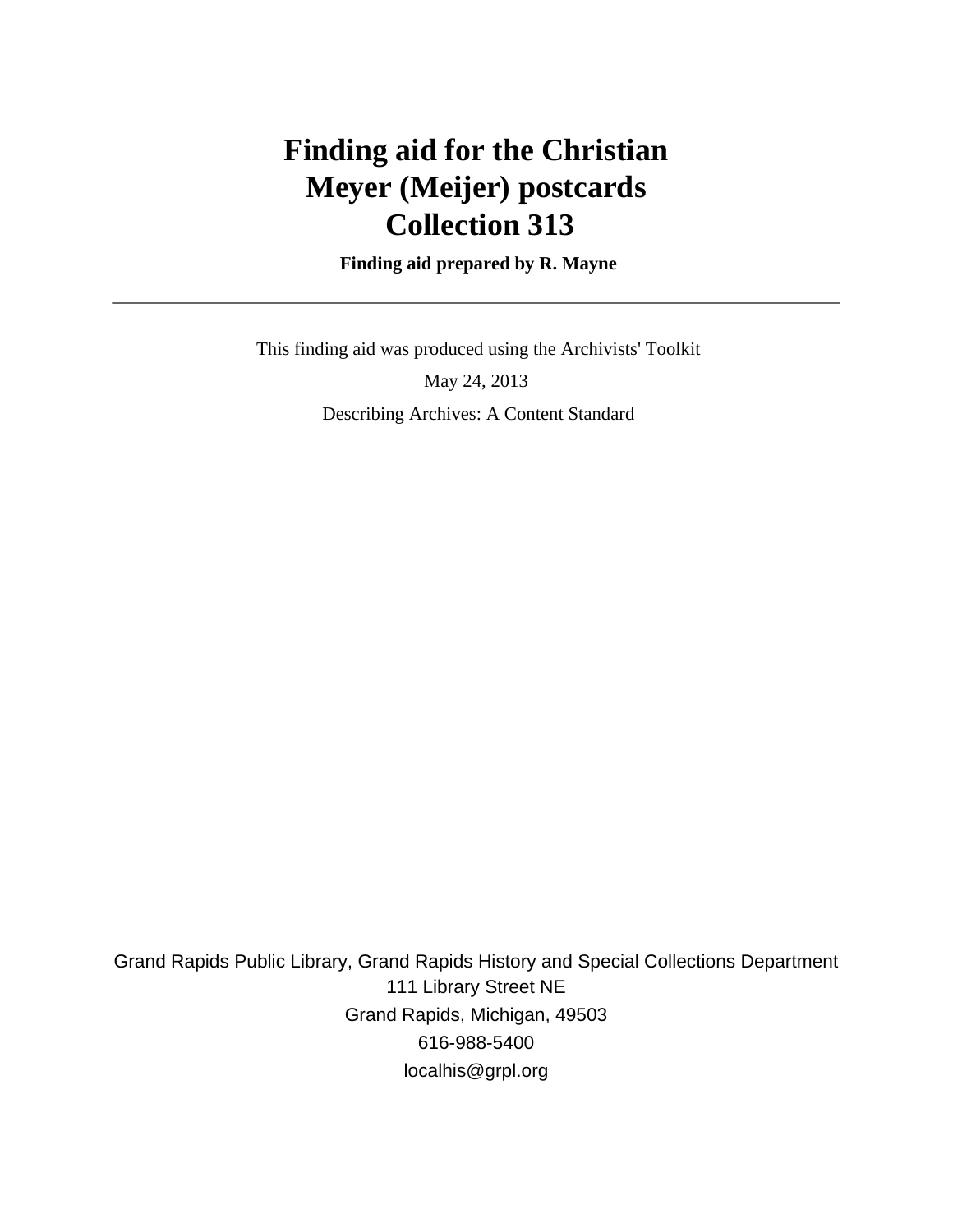# Finding aid for the Christian Meyer (Meijer) postcards Collection 313

**Finding aid prepared by R. Mayne**

---

This finding aid was produced using the Archivists' Toolkit

May 24, 2013

Describing Archives: A Content Standard

Grand Rapids Public Library, Grand Rapids History and Special Collections Department
111 Library Street NE
Grand Rapids, Michigan, 49503
616-988-5400
localhis@grpl.org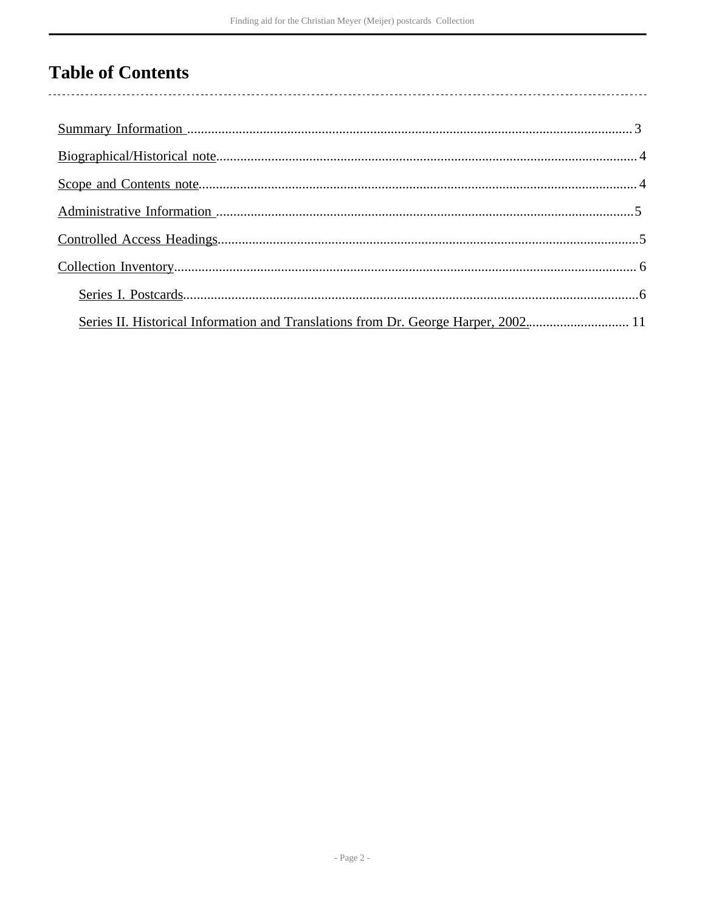# Table of Contents

- Summary Information .......... 3
- Biographical/Historical note .......... 4
- Scope and Contents note .......... 4
- Administrative Information .......... 5
- Controlled Access Headings .......... 5
- Collection Inventory .......... 6
  - Series I. Postcards .......... 6
  - Series II. Historical Information and Translations from Dr. George Harper, 2002. .......... 11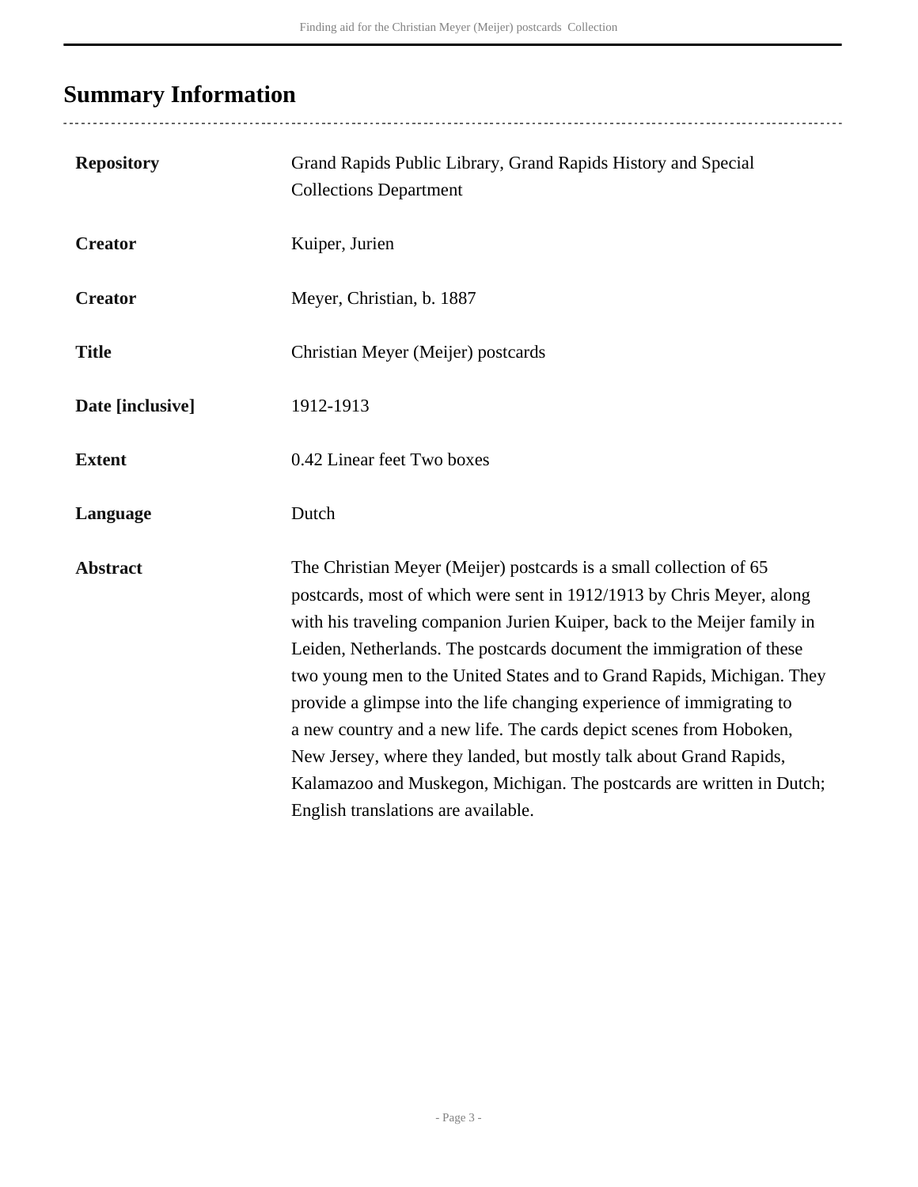## Summary Information

| | |
|---|---|
| **Repository** | Grand Rapids Public Library, Grand Rapids History and Special Collections Department |
| **Creator** | Kuiper, Jurien |
| **Creator** | Meyer, Christian, b. 1887 |
| **Title** | Christian Meyer (Meijer) postcards |
| **Date [inclusive]** | 1912-1913 |
| **Extent** | 0.42 Linear feet Two boxes |
| **Language** | Dutch |
| **Abstract** | The Christian Meyer (Meijer) postcards is a small collection of 65 postcards, most of which were sent in 1912/1913 by Chris Meyer, along with his traveling companion Jurien Kuiper, back to the Meijer family in Leiden, Netherlands. The postcards document the immigration of these two young men to the United States and to Grand Rapids, Michigan. They provide a glimpse into the life changing experience of immigrating to a new country and a new life. The cards depict scenes from Hoboken, New Jersey, where they landed, but mostly talk about Grand Rapids, Kalamazoo and Muskegon, Michigan. The postcards are written in Dutch; English translations are available. |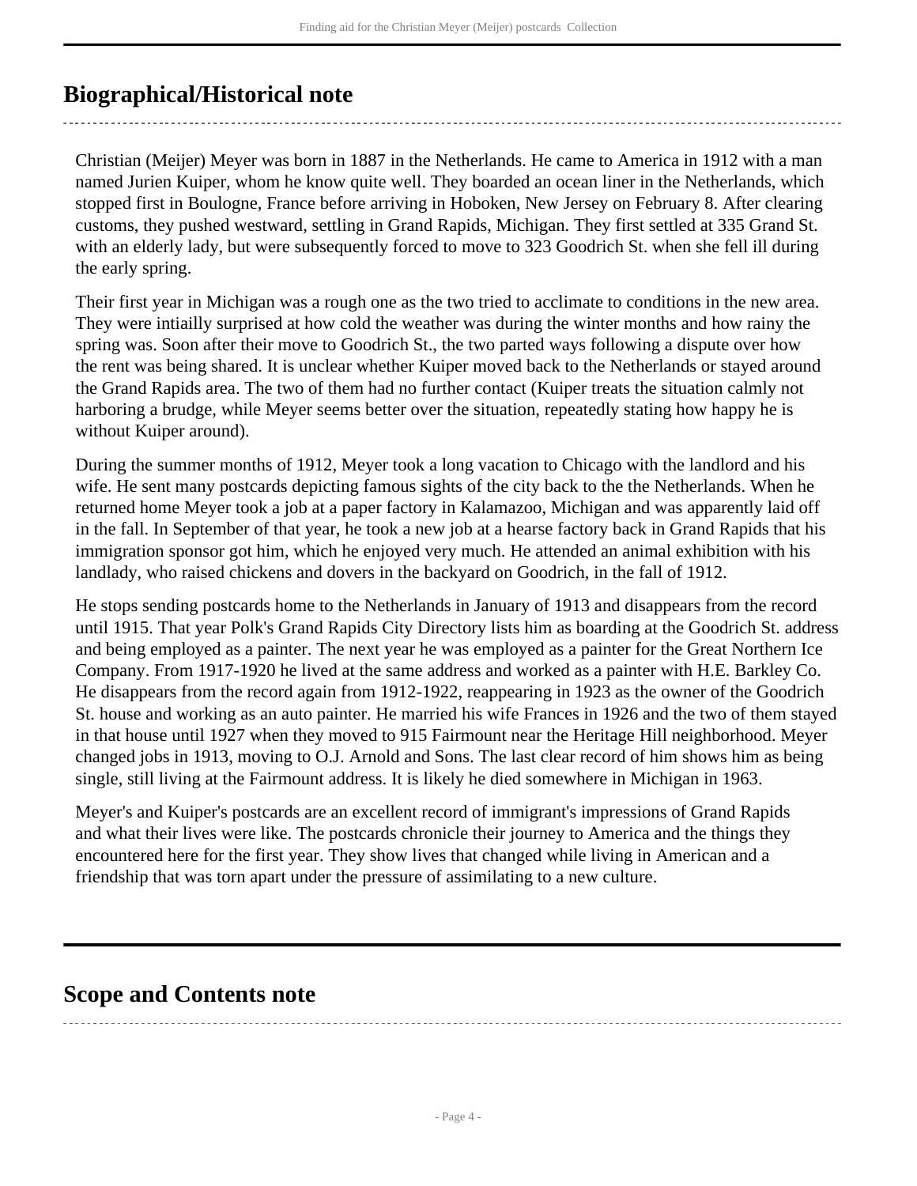## Biographical/Historical note

Christian (Meijer) Meyer was born in 1887 in the Netherlands. He came to America in 1912 with a man named Jurien Kuiper, whom he know quite well. They boarded an ocean liner in the Netherlands, which stopped first in Boulogne, France before arriving in Hoboken, New Jersey on February 8. After clearing customs, they pushed westward, settling in Grand Rapids, Michigan. They first settled at 335 Grand St. with an elderly lady, but were subsequently forced to move to 323 Goodrich St. when she fell ill during the early spring.

Their first year in Michigan was a rough one as the two tried to acclimate to conditions in the new area. They were intiailly surprised at how cold the weather was during the winter months and how rainy the spring was. Soon after their move to Goodrich St., the two parted ways following a dispute over how the rent was being shared. It is unclear whether Kuiper moved back to the Netherlands or stayed around the Grand Rapids area. The two of them had no further contact (Kuiper treats the situation calmly not harboring a brudge, while Meyer seems better over the situation, repeatedly stating how happy he is without Kuiper around).

During the summer months of 1912, Meyer took a long vacation to Chicago with the landlord and his wife. He sent many postcards depicting famous sights of the city back to the the Netherlands. When he returned home Meyer took a job at a paper factory in Kalamazoo, Michigan and was apparently laid off in the fall. In September of that year, he took a new job at a hearse factory back in Grand Rapids that his immigration sponsor got him, which he enjoyed very much. He attended an animal exhibition with his landlady, who raised chickens and dovers in the backyard on Goodrich, in the fall of 1912.

He stops sending postcards home to the Netherlands in January of 1913 and disappears from the record until 1915. That year Polk's Grand Rapids City Directory lists him as boarding at the Goodrich St. address and being employed as a painter. The next year he was employed as a painter for the Great Northern Ice Company. From 1917-1920 he lived at the same address and worked as a painter with H.E. Barkley Co. He disappears from the record again from 1912-1922, reappearing in 1923 as the owner of the Goodrich St. house and working as an auto painter. He married his wife Frances in 1926 and the two of them stayed in that house until 1927 when they moved to 915 Fairmount near the Heritage Hill neighborhood. Meyer changed jobs in 1913, moving to O.J. Arnold and Sons. The last clear record of him shows him as being single, still living at the Fairmount address. It is likely he died somewhere in Michigan in 1963.

Meyer's and Kuiper's postcards are an excellent record of immigrant's impressions of Grand Rapids and what their lives were like. The postcards chronicle their journey to America and the things they encountered here for the first year. They show lives that changed while living in American and a friendship that was torn apart under the pressure of assimilating to a new culture.

## Scope and Contents note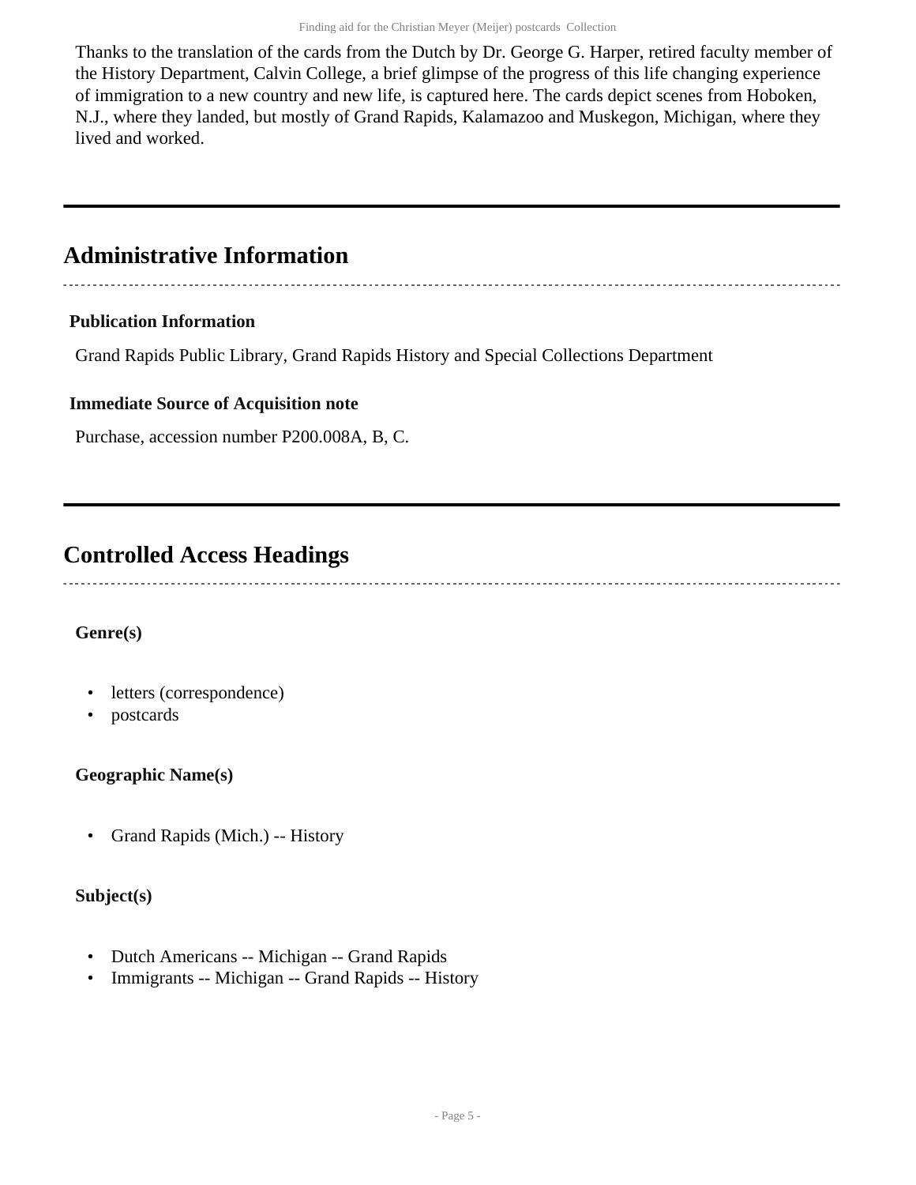Thanks to the translation of the cards from the Dutch by Dr. George G. Harper, retired faculty member of the History Department, Calvin College, a brief glimpse of the progress of this life changing experience of immigration to a new country and new life, is captured here. The cards depict scenes from Hoboken, N.J., where they landed, but mostly of Grand Rapids, Kalamazoo and Muskegon, Michigan, where they lived and worked.

## Administrative Information

### Publication Information

Grand Rapids Public Library, Grand Rapids History and Special Collections Department

### Immediate Source of Acquisition note

Purchase, accession number P200.008A, B, C.

## Controlled Access Headings

### Genre(s)

- letters (correspondence)
- postcards

### Geographic Name(s)

- Grand Rapids (Mich.) -- History

### Subject(s)

- Dutch Americans -- Michigan -- Grand Rapids
- Immigrants -- Michigan -- Grand Rapids -- History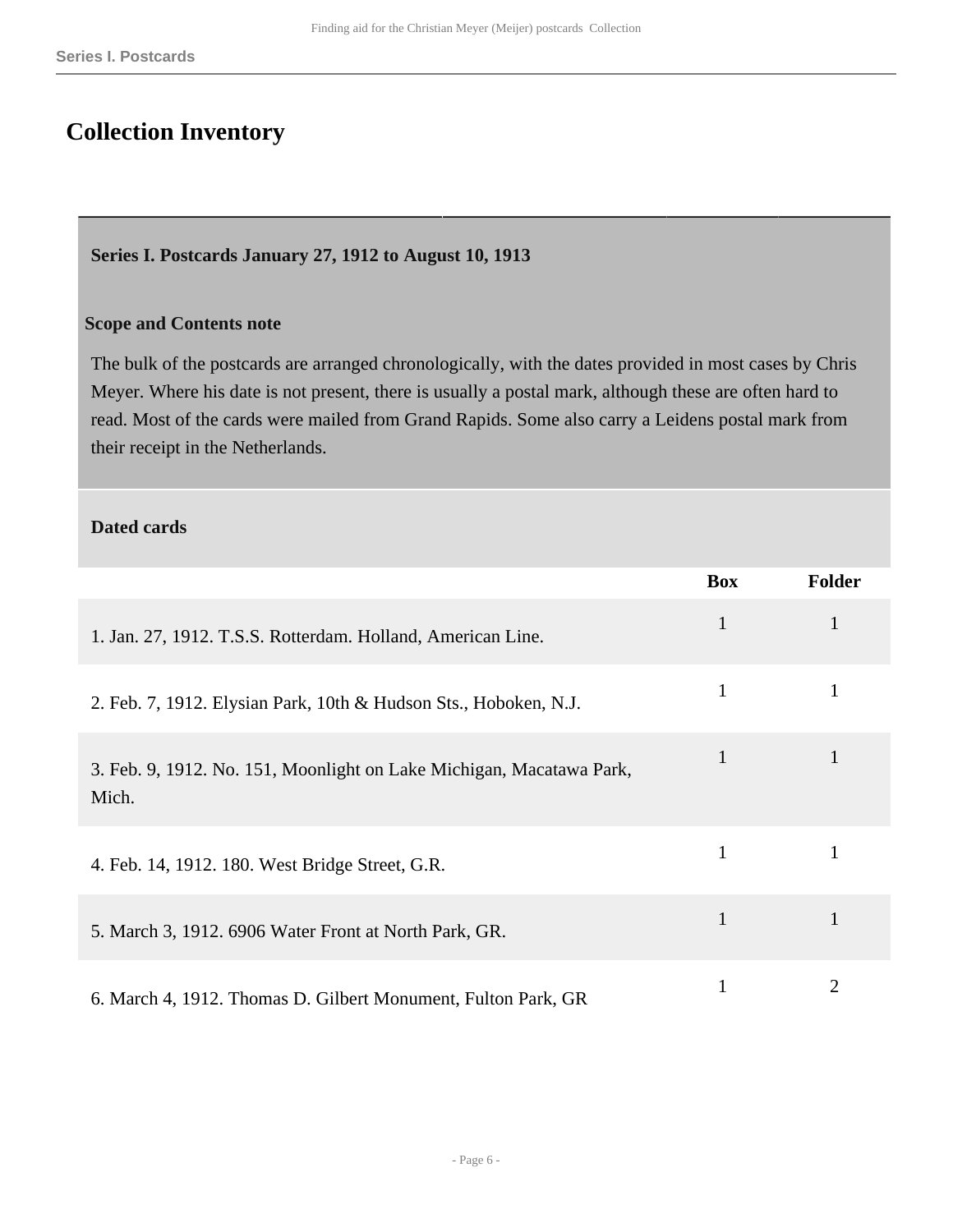## Collection Inventory

### Series I. Postcards January 27, 1912 to August 10, 1913

**Scope and Contents note**

The bulk of the postcards are arranged chronologically, with the dates provided in most cases by Chris Meyer. Where his date is not present, there is usually a postal mark, although these are often hard to read. Most of the cards were mailed from Grand Rapids. Some also carry a Leidens postal mark from their receipt in the Netherlands.

**Dated cards**

| | Box | Folder |
|---|---|---|
| 1. Jan. 27, 1912. T.S.S. Rotterdam. Holland, American Line. | 1 | 1 |
| 2. Feb. 7, 1912. Elysian Park, 10th & Hudson Sts., Hoboken, N.J. | 1 | 1 |
| 3. Feb. 9, 1912. No. 151, Moonlight on Lake Michigan, Macatawa Park, Mich. | 1 | 1 |
| 4. Feb. 14, 1912. 180. West Bridge Street, G.R. | 1 | 1 |
| 5. March 3, 1912. 6906 Water Front at North Park, GR. | 1 | 1 |
| 6. March 4, 1912. Thomas D. Gilbert Monument, Fulton Park, GR | 1 | 2 |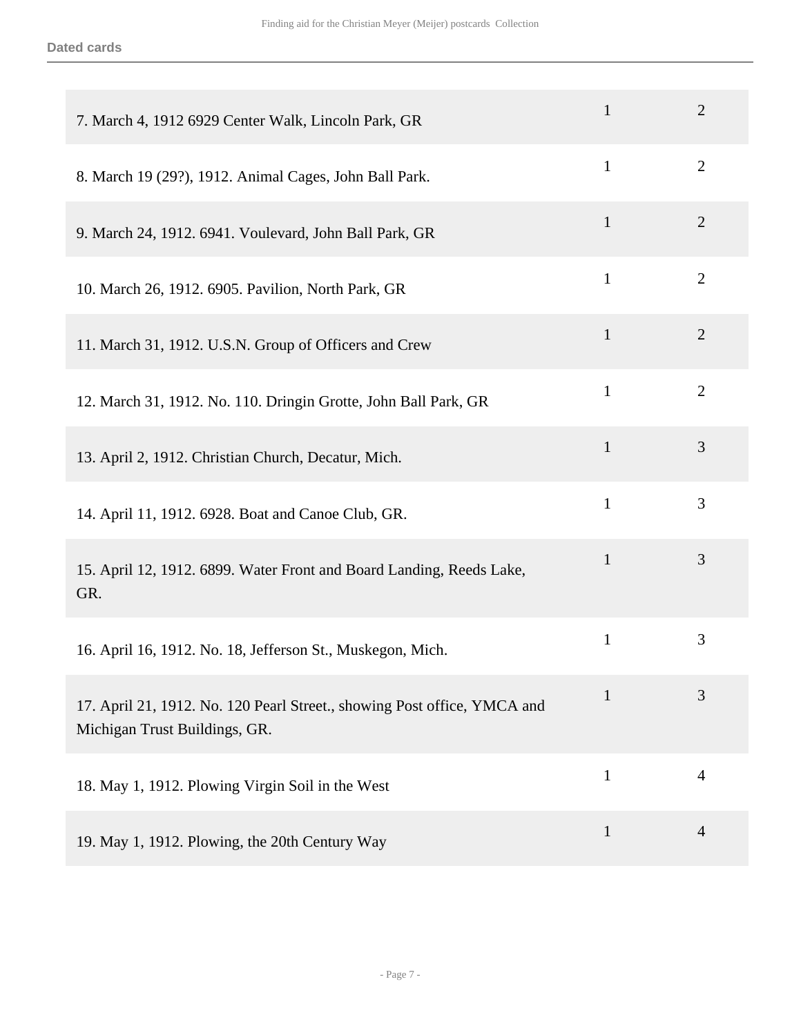**Dated cards**

| | | |
|---|---|---|
| 7. March 4, 1912 6929 Center Walk, Lincoln Park, GR | 1 | 2 |
| 8. March 19 (29?), 1912. Animal Cages, John Ball Park. | 1 | 2 |
| 9. March 24, 1912. 6941. Voulevard, John Ball Park, GR | 1 | 2 |
| 10. March 26, 1912. 6905. Pavilion, North Park, GR | 1 | 2 |
| 11. March 31, 1912. U.S.N. Group of Officers and Crew | 1 | 2 |
| 12. March 31, 1912. No. 110. Dringin Grotte, John Ball Park, GR | 1 | 2 |
| 13. April 2, 1912. Christian Church, Decatur, Mich. | 1 | 3 |
| 14. April 11, 1912. 6928. Boat and Canoe Club, GR. | 1 | 3 |
| 15. April 12, 1912. 6899. Water Front and Board Landing, Reeds Lake, GR. | 1 | 3 |
| 16. April 16, 1912. No. 18, Jefferson St., Muskegon, Mich. | 1 | 3 |
| 17. April 21, 1912. No. 120 Pearl Street., showing Post office, YMCA and Michigan Trust Buildings, GR. | 1 | 3 |
| 18. May 1, 1912. Plowing Virgin Soil in the West | 1 | 4 |
| 19. May 1, 1912. Plowing, the 20th Century Way | 1 | 4 |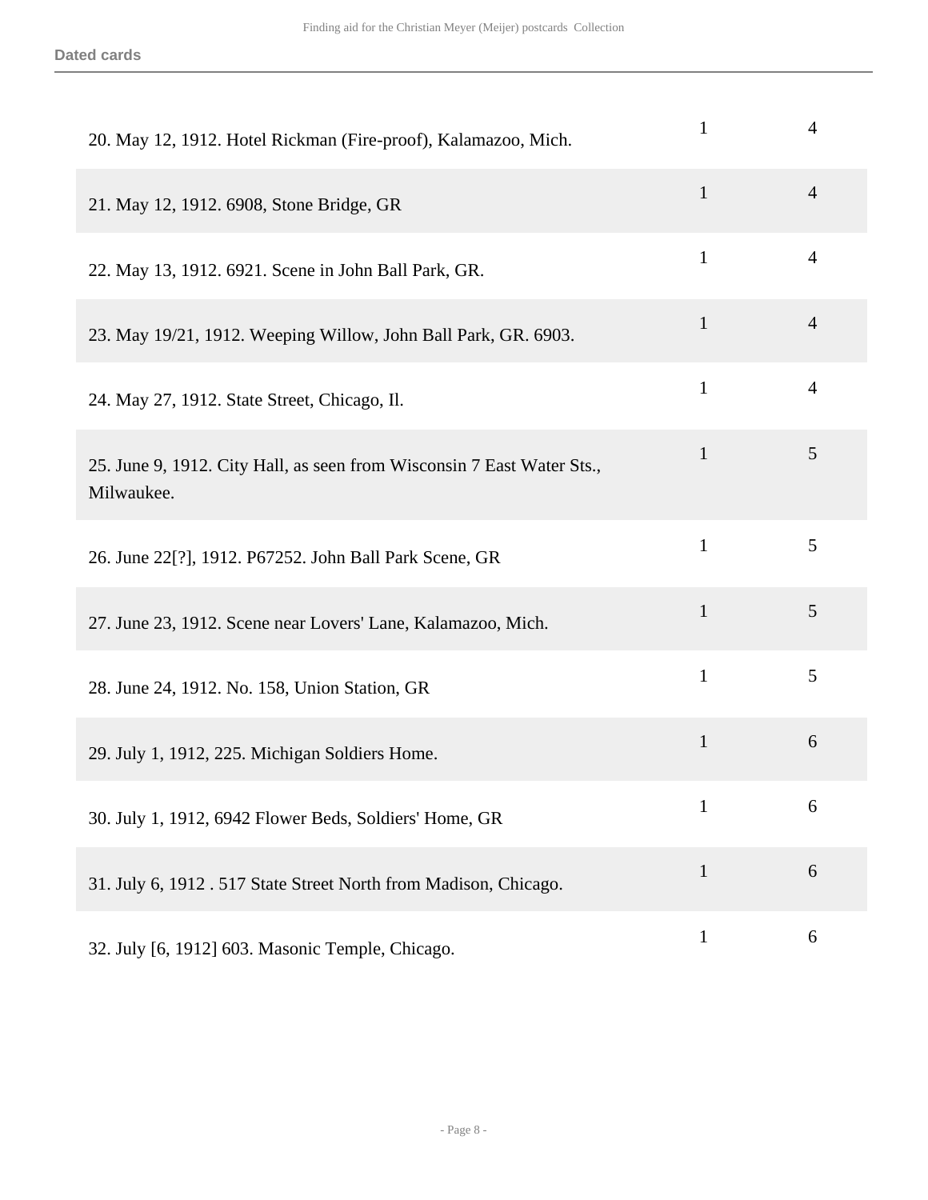| | | |
|---|---|---|
| 20. May 12, 1912. Hotel Rickman (Fire-proof), Kalamazoo, Mich. | 1 | 4 |
| 21. May 12, 1912. 6908, Stone Bridge, GR | 1 | 4 |
| 22. May 13, 1912. 6921. Scene in John Ball Park, GR. | 1 | 4 |
| 23. May 19/21, 1912. Weeping Willow, John Ball Park, GR. 6903. | 1 | 4 |
| 24. May 27, 1912. State Street, Chicago, Il. | 1 | 4 |
| 25. June 9, 1912. City Hall, as seen from Wisconsin 7 East Water Sts., Milwaukee. | 1 | 5 |
| 26. June 22[?], 1912. P67252. John Ball Park Scene, GR | 1 | 5 |
| 27. June 23, 1912. Scene near Lovers' Lane, Kalamazoo, Mich. | 1 | 5 |
| 28. June 24, 1912. No. 158, Union Station, GR | 1 | 5 |
| 29. July 1, 1912, 225. Michigan Soldiers Home. | 1 | 6 |
| 30. July 1, 1912, 6942 Flower Beds, Soldiers' Home, GR | 1 | 6 |
| 31. July 6, 1912 . 517 State Street North from Madison, Chicago. | 1 | 6 |
| 32. July [6, 1912] 603. Masonic Temple, Chicago. | 1 | 6 |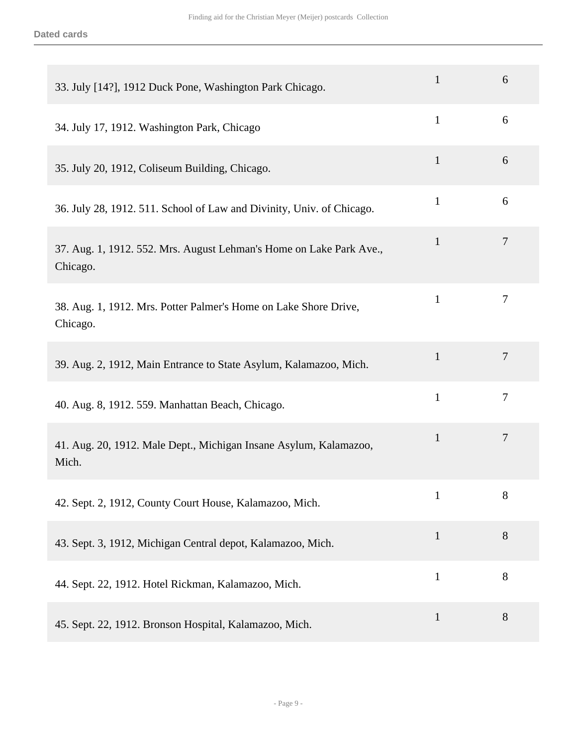**Dated cards**

| | | |
|---|---|---|
| 33. July [14?], 1912 Duck Pone, Washington Park Chicago. | 1 | 6 |
| 34. July 17, 1912. Washington Park, Chicago | 1 | 6 |
| 35. July 20, 1912, Coliseum Building, Chicago. | 1 | 6 |
| 36. July 28, 1912. 511. School of Law and Divinity, Univ. of Chicago. | 1 | 6 |
| 37. Aug. 1, 1912. 552. Mrs. August Lehman's Home on Lake Park Ave., Chicago. | 1 | 7 |
| 38. Aug. 1, 1912. Mrs. Potter Palmer's Home on Lake Shore Drive, Chicago. | 1 | 7 |
| 39. Aug. 2, 1912, Main Entrance to State Asylum, Kalamazoo, Mich. | 1 | 7 |
| 40. Aug. 8, 1912. 559. Manhattan Beach, Chicago. | 1 | 7 |
| 41. Aug. 20, 1912. Male Dept., Michigan Insane Asylum, Kalamazoo, Mich. | 1 | 7 |
| 42. Sept. 2, 1912, County Court House, Kalamazoo, Mich. | 1 | 8 |
| 43. Sept. 3, 1912, Michigan Central depot, Kalamazoo, Mich. | 1 | 8 |
| 44. Sept. 22, 1912. Hotel Rickman, Kalamazoo, Mich. | 1 | 8 |
| 45. Sept. 22, 1912. Bronson Hospital, Kalamazoo, Mich. | 1 | 8 |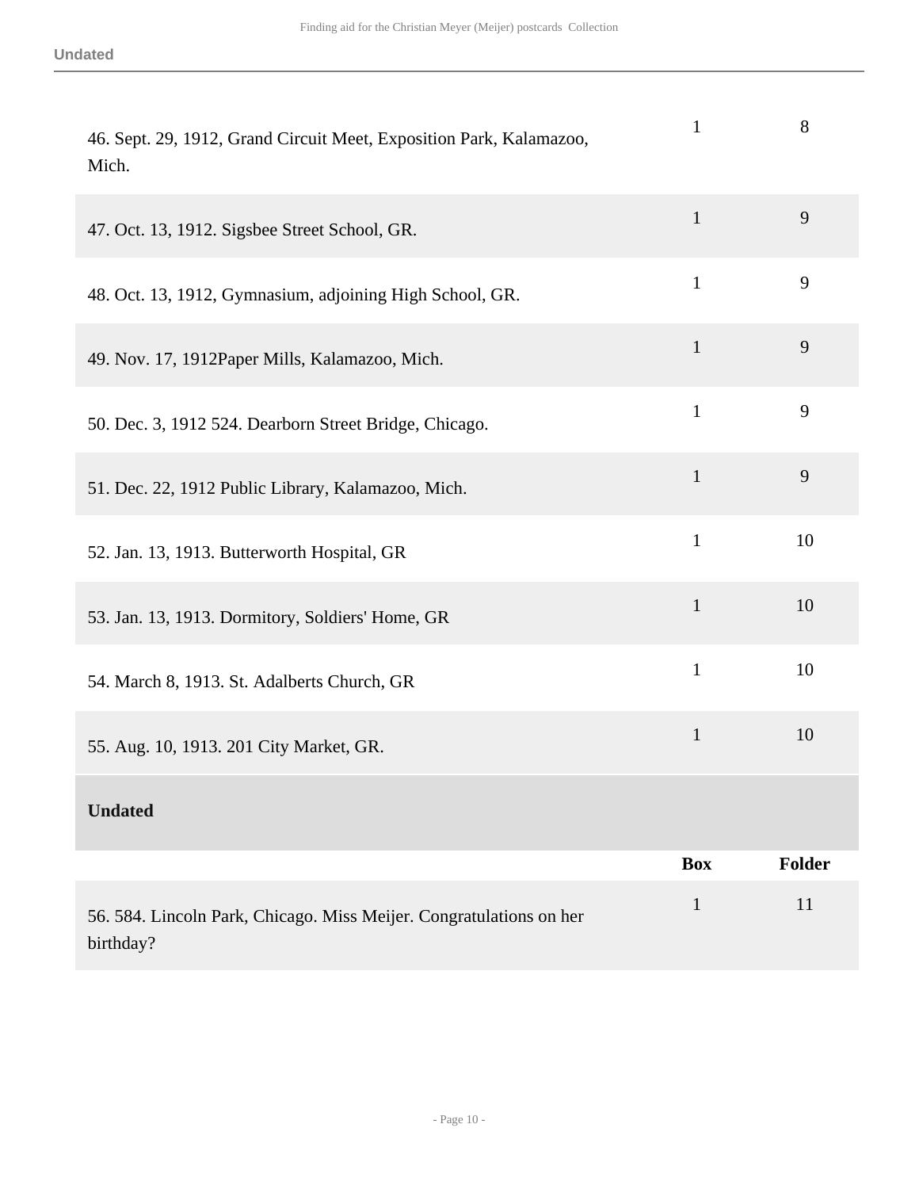| | | |
|---|---|---|
| 46. Sept. 29, 1912, Grand Circuit Meet, Exposition Park, Kalamazoo, Mich. | 1 | 8 |
| 47. Oct. 13, 1912. Sigsbee Street School, GR. | 1 | 9 |
| 48. Oct. 13, 1912, Gymnasium, adjoining High School, GR. | 1 | 9 |
| 49. Nov. 17, 1912Paper Mills, Kalamazoo, Mich. | 1 | 9 |
| 50. Dec. 3, 1912 524. Dearborn Street Bridge, Chicago. | 1 | 9 |
| 51. Dec. 22, 1912 Public Library, Kalamazoo, Mich. | 1 | 9 |
| 52. Jan. 13, 1913. Butterworth Hospital, GR | 1 | 10 |
| 53. Jan. 13, 1913. Dormitory, Soldiers' Home, GR | 1 | 10 |
| 54. March 8, 1913. St. Adalberts Church, GR | 1 | 10 |
| 55. Aug. 10, 1913. 201 City Market, GR. | 1 | 10 |

**Undated**

| | Box | Folder |
|---|---|---|
| 56. 584. Lincoln Park, Chicago. Miss Meijer. Congratulations on her birthday? | 1 | 11 |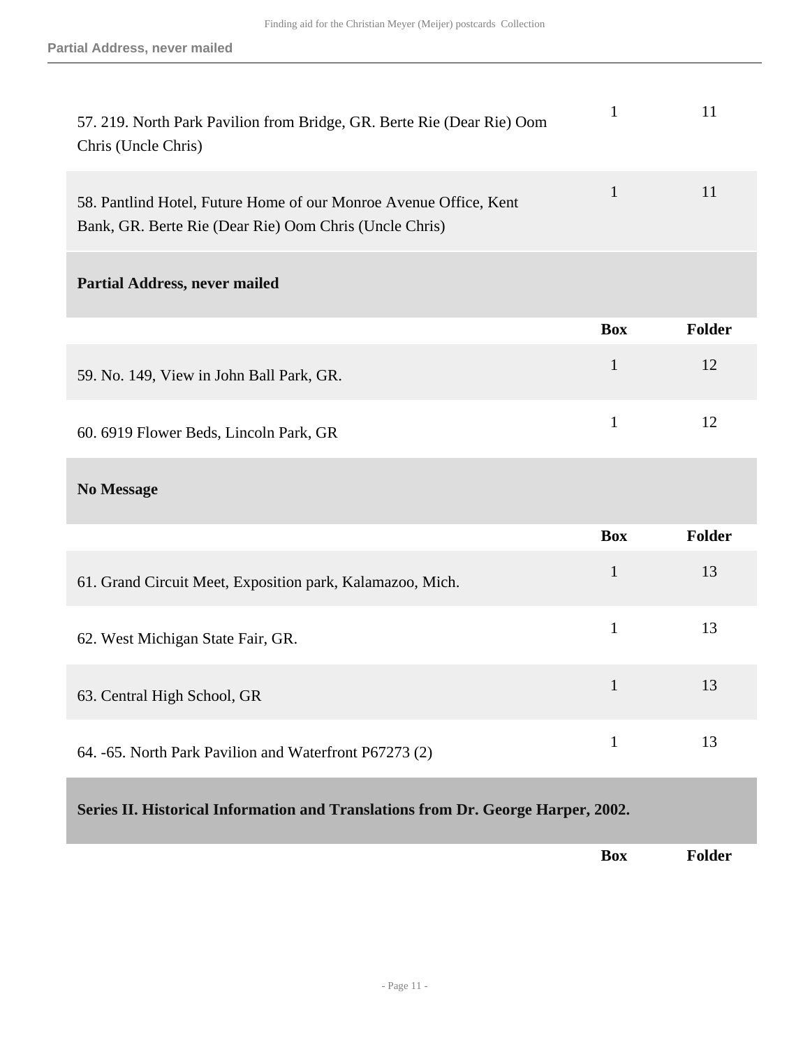| | Box | Folder |
|---|---|---|
| 57. 219. North Park Pavilion from Bridge, GR. Berte Rie (Dear Rie) Oom Chris (Uncle Chris) | 1 | 11 |
| 58. Pantlind Hotel, Future Home of our Monroe Avenue Office, Kent Bank, GR. Berte Rie (Dear Rie) Oom Chris (Uncle Chris) | 1 | 11 |

### Partial Address, never mailed

| | Box | Folder |
|---|---|---|
| 59. No. 149, View in John Ball Park, GR. | 1 | 12 |
| 60. 6919 Flower Beds, Lincoln Park, GR | 1 | 12 |

### No Message

| | Box | Folder |
|---|---|---|
| 61. Grand Circuit Meet, Exposition park, Kalamazoo, Mich. | 1 | 13 |
| 62. West Michigan State Fair, GR. | 1 | 13 |
| 63. Central High School, GR | 1 | 13 |
| 64. -65. North Park Pavilion and Waterfront P67273 (2) | 1 | 13 |

## Series II. Historical Information and Translations from Dr. George Harper, 2002.

| | Box | Folder |
|---|---|---|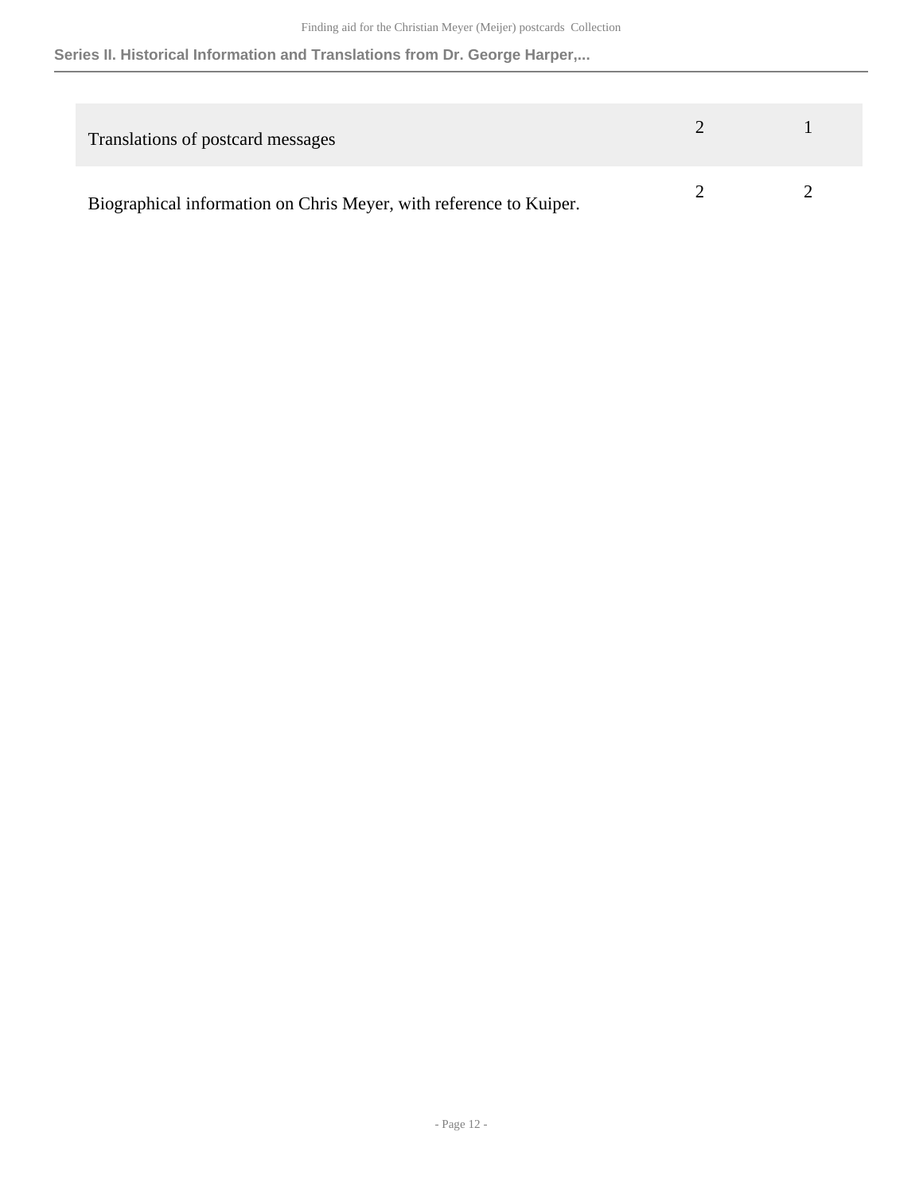| | | |
|---|---|---|
| Translations of postcard messages | 2 | 1 |
| Biographical information on Chris Meyer, with reference to Kuiper. | 2 | 2 |